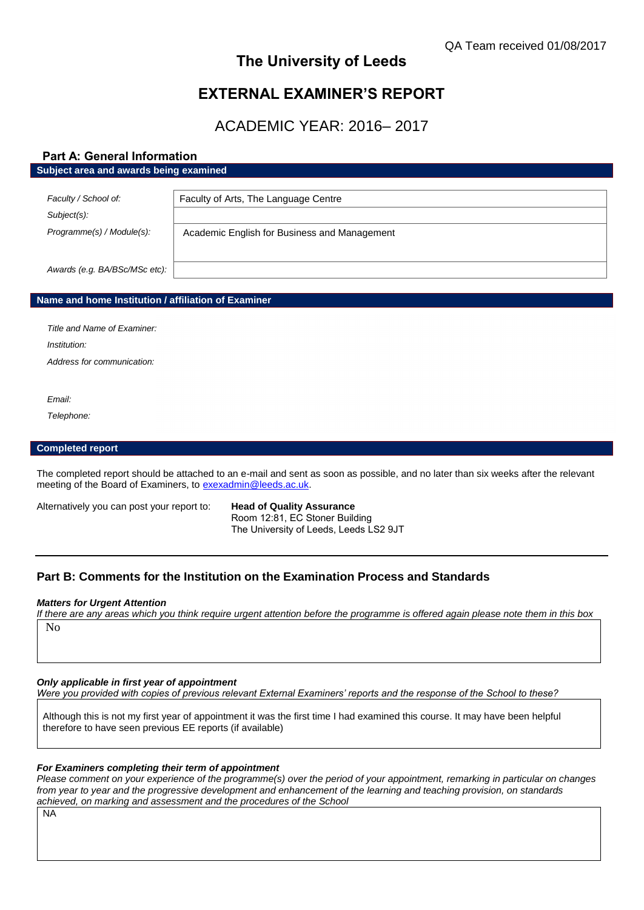QA Team received 01/08/2017

# The University of Leeds

# EXTERNAL EXAMINER'S REPORT

## ACADEMIC YEAR: 2016– 2017

## Part A: General Information

### Subject area and awards being examined

| | |
|---|---|
| *Faculty / School of:* | Faculty of Arts, The Language Centre |
| *Subject(s):* | |
| *Programme(s) / Module(s):* | Academic English for Business and Management |
| *Awards (e.g. BA/BSc/MSc etc):* | |

### Name and home Institution / affiliation of Examiner

*Title and Name of Examiner:*

*Institution:*

*Address for communication:*

*Email:*

*Telephone:*

### Completed report

The completed report should be attached to an e-mail and sent as soon as possible, and no later than six weeks after the relevant meeting of the Board of Examiners, to exexadmin@leeds.ac.uk.

Alternatively you can post your report to: **Head of Quality Assurance**
Room 12:81, EC Stoner Building
The University of Leeds, Leeds LS2 9JT

## Part B: Comments for the Institution on the Examination Process and Standards

***Matters for Urgent Attention***

*If there are any areas which you think require urgent attention before the programme is offered again please note them in this box*

No

***Only applicable in first year of appointment***

*Were you provided with copies of previous relevant External Examiners' reports and the response of the School to these?*

Although this is not my first year of appointment it was the first time I had examined this course. It may have been helpful therefore to have seen previous EE reports (if available)

***For Examiners completing their term of appointment***

*Please comment on your experience of the programme(s) over the period of your appointment, remarking in particular on changes from year to year and the progressive development and enhancement of the learning and teaching provision, on standards achieved, on marking and assessment and the procedures of the School*

NA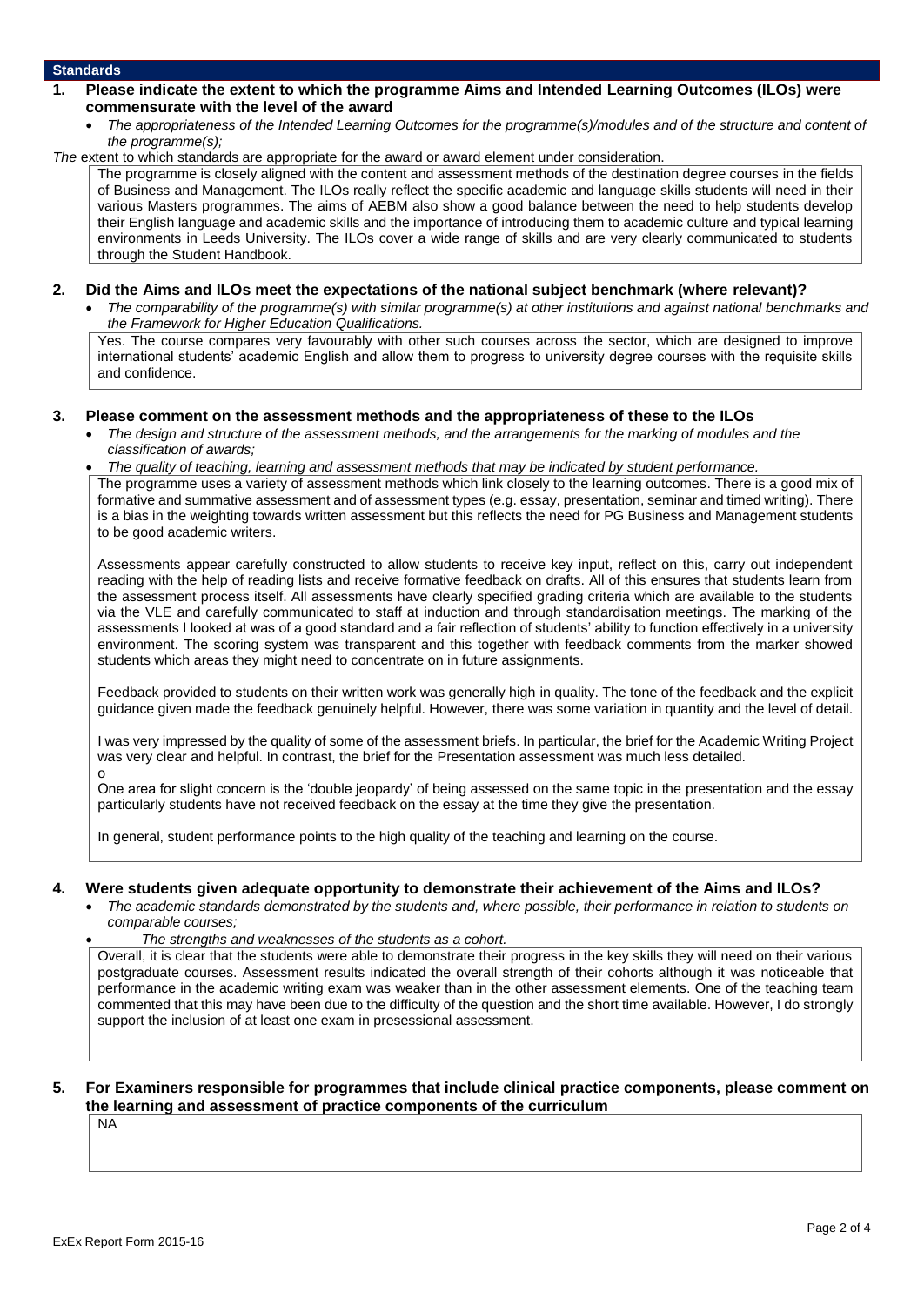## Standards

**1. Please indicate the extent to which the programme Aims and Intended Learning Outcomes (ILOs) were commensurate with the level of the award**

- *The appropriateness of the Intended Learning Outcomes for the programme(s)/modules and of the structure and content of the programme(s);*

*The* extent to which standards are appropriate for the award or award element under consideration.

The programme is closely aligned with the content and assessment methods of the destination degree courses in the fields of Business and Management. The ILOs really reflect the specific academic and language skills students will need in their various Masters programmes. The aims of AEBM also show a good balance between the need to help students develop their English language and academic skills and the importance of introducing them to academic culture and typical learning environments in Leeds University. The ILOs cover a wide range of skills and are very clearly communicated to students through the Student Handbook.

**2. Did the Aims and ILOs meet the expectations of the national subject benchmark (where relevant)?**

- *The comparability of the programme(s) with similar programme(s) at other institutions and against national benchmarks and the Framework for Higher Education Qualifications.*

Yes. The course compares very favourably with other such courses across the sector, which are designed to improve international students' academic English and allow them to progress to university degree courses with the requisite skills and confidence.

**3. Please comment on the assessment methods and the appropriateness of these to the ILOs**

- *The design and structure of the assessment methods, and the arrangements for the marking of modules and the classification of awards;*
- *The quality of teaching, learning and assessment methods that may be indicated by student performance.*

The programme uses a variety of assessment methods which link closely to the learning outcomes. There is a good mix of formative and summative assessment and of assessment types (e.g. essay, presentation, seminar and timed writing). There is a bias in the weighting towards written assessment but this reflects the need for PG Business and Management students to be good academic writers.

Assessments appear carefully constructed to allow students to receive key input, reflect on this, carry out independent reading with the help of reading lists and receive formative feedback on drafts. All of this ensures that students learn from the assessment process itself. All assessments have clearly specified grading criteria which are available to the students via the VLE and carefully communicated to staff at induction and through standardisation meetings. The marking of the assessments I looked at was of a good standard and a fair reflection of students' ability to function effectively in a university environment. The scoring system was transparent and this together with feedback comments from the marker showed students which areas they might need to concentrate on in future assignments.

Feedback provided to students on their written work was generally high in quality. The tone of the feedback and the explicit guidance given made the feedback genuinely helpful. However, there was some variation in quantity and the level of detail.

I was very impressed by the quality of some of the assessment briefs. In particular, the brief for the Academic Writing Project was very clear and helpful. In contrast, the brief for the Presentation assessment was much less detailed.
o

One area for slight concern is the 'double jeopardy' of being assessed on the same topic in the presentation and the essay particularly students have not received feedback on the essay at the time they give the presentation.

In general, student performance points to the high quality of the teaching and learning on the course.

**4. Were students given adequate opportunity to demonstrate their achievement of the Aims and ILOs?**

- *The academic standards demonstrated by the students and, where possible, their performance in relation to students on comparable courses;*
- *The strengths and weaknesses of the students as a cohort.*

Overall, it is clear that the students were able to demonstrate their progress in the key skills they will need on their various postgraduate courses. Assessment results indicated the overall strength of their cohorts although it was noticeable that performance in the academic writing exam was weaker than in the other assessment elements. One of the teaching team commented that this may have been due to the difficulty of the question and the short time available. However, I do strongly support the inclusion of at least one exam in presessional assessment.

**5. For Examiners responsible for programmes that include clinical practice components, please comment on the learning and assessment of practice components of the curriculum**

NA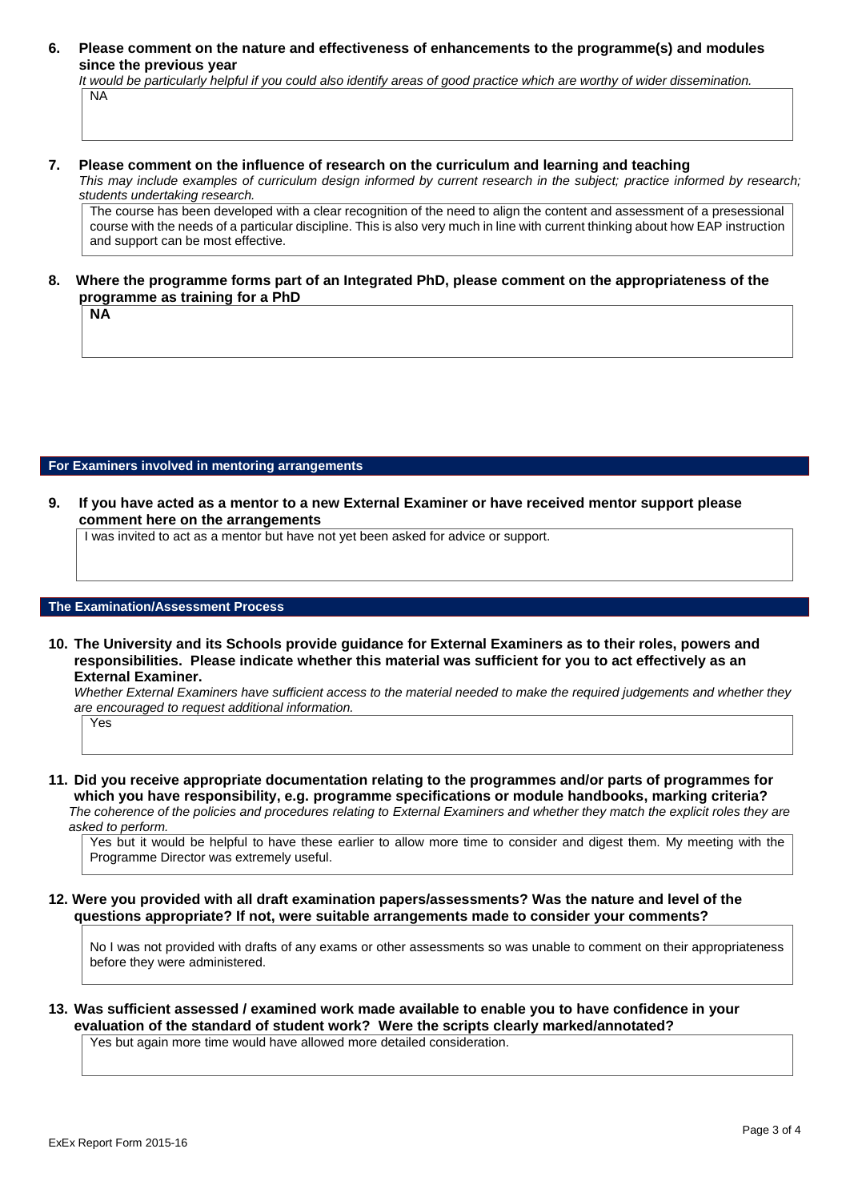**6. Please comment on the nature and effectiveness of enhancements to the programme(s) and modules since the previous year**

*It would be particularly helpful if you could also identify areas of good practice which are worthy of wider dissemination.*

NA

**7. Please comment on the influence of research on the curriculum and learning and teaching**

*This may include examples of curriculum design informed by current research in the subject; practice informed by research; students undertaking research.*

The course has been developed with a clear recognition of the need to align the content and assessment of a presessional course with the needs of a particular discipline. This is also very much in line with current thinking about how EAP instruction and support can be most effective.

**8. Where the programme forms part of an Integrated PhD, please comment on the appropriateness of the programme as training for a PhD**

**NA**

## For Examiners involved in mentoring arrangements

**9. If you have acted as a mentor to a new External Examiner or have received mentor support please comment here on the arrangements**

I was invited to act as a mentor but have not yet been asked for advice or support.

## The Examination/Assessment Process

**10. The University and its Schools provide guidance for External Examiners as to their roles, powers and responsibilities. Please indicate whether this material was sufficient for you to act effectively as an External Examiner.**

*Whether External Examiners have sufficient access to the material needed to make the required judgements and whether they are encouraged to request additional information.*

Yes

**11. Did you receive appropriate documentation relating to the programmes and/or parts of programmes for which you have responsibility, e.g. programme specifications or module handbooks, marking criteria?**

*The coherence of the policies and procedures relating to External Examiners and whether they match the explicit roles they are asked to perform.*

Yes but it would be helpful to have these earlier to allow more time to consider and digest them. My meeting with the Programme Director was extremely useful.

**12. Were you provided with all draft examination papers/assessments? Was the nature and level of the questions appropriate? If not, were suitable arrangements made to consider your comments?**

No I was not provided with drafts of any exams or other assessments so was unable to comment on their appropriateness before they were administered.

**13. Was sufficient assessed / examined work made available to enable you to have confidence in your evaluation of the standard of student work? Were the scripts clearly marked/annotated?**

Yes but again more time would have allowed more detailed consideration.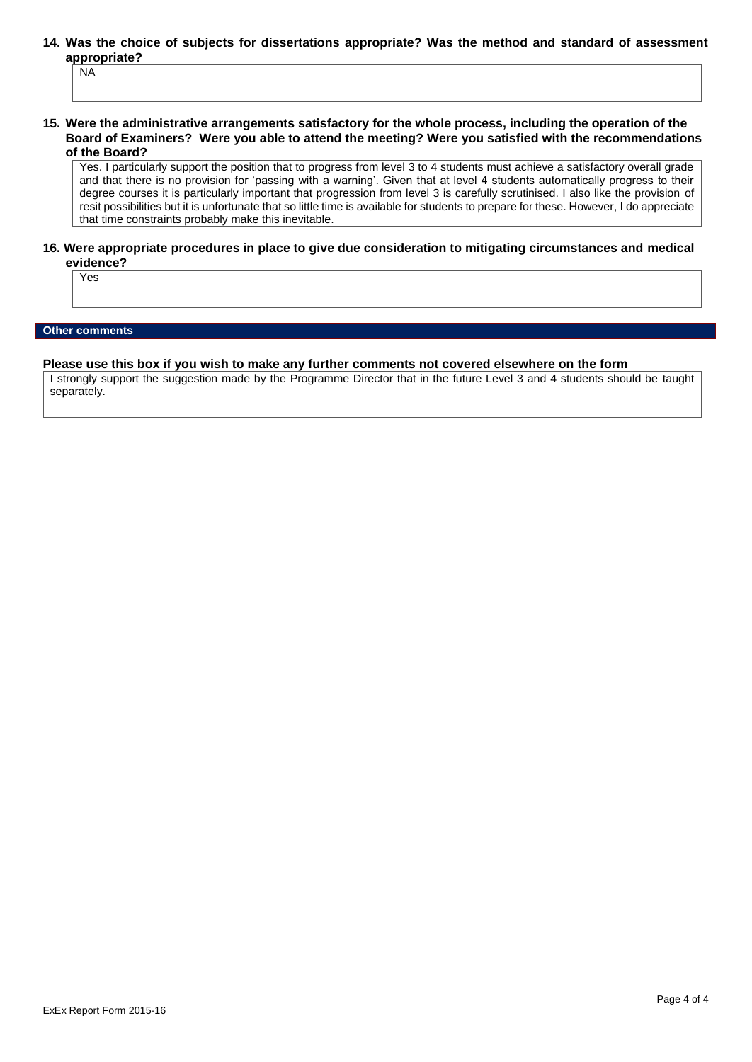**14. Was the choice of subjects for dissertations appropriate? Was the method and standard of assessment appropriate?**

NA

**15. Were the administrative arrangements satisfactory for the whole process, including the operation of the Board of Examiners? Were you able to attend the meeting? Were you satisfied with the recommendations of the Board?**

Yes. I particularly support the position that to progress from level 3 to 4 students must achieve a satisfactory overall grade and that there is no provision for 'passing with a warning'. Given that at level 4 students automatically progress to their degree courses it is particularly important that progression from level 3 is carefully scrutinised. I also like the provision of resit possibilities but it is unfortunate that so little time is available for students to prepare for these. However, I do appreciate that time constraints probably make this inevitable.

**16. Were appropriate procedures in place to give due consideration to mitigating circumstances and medical evidence?**

Yes

## Other comments

**Please use this box if you wish to make any further comments not covered elsewhere on the form**

I strongly support the suggestion made by the Programme Director that in the future Level 3 and 4 students should be taught separately.